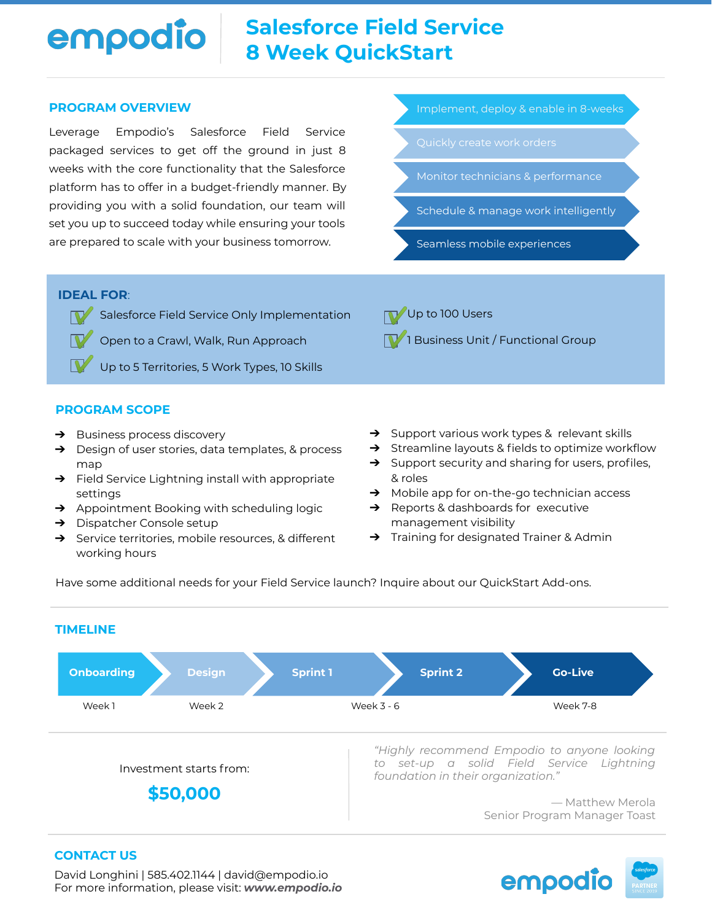# Salesforce Field Service 8 Week QuickStart

## PROGRAM OVERVIEW

Leverage Empodio's Salesforce Field Service packaged services to get off the ground in just 8 weeks with the core functionality that the Salesforce platform has to offer in a budget-friendly manner. By providing you with a solid foundation, our team will set you up to succeed today while ensuring your tools are prepared to scale with your business tomorrow.

- Implement, deploy & enable in 8-weeks
- Quickly create work orders
- Monitor technicians & performance
- Schedule & manage work intelligently
- Seamless mobile experiences

## IDEAL FOR:

- ✓ Salesforce Field Service Only Implementation
- ✓ Open to a Crawl, Walk, Run Approach
- ✓ Up to 5 Territories, 5 Work Types, 10 Skills
- ✓ Up to 100 Users
- ✓ 1 Business Unit / Functional Group

## PROGRAM SCOPE

- → Business process discovery
- → Design of user stories, data templates, & process map
- → Field Service Lightning install with appropriate settings
- → Appointment Booking with scheduling logic
- → Dispatcher Console setup
- → Service territories, mobile resources, & different working hours
- → Support various work types & relevant skills
- → Streamline layouts & fields to optimize workflow
- → Support security and sharing for users, profiles, & roles
- → Mobile app for on-the-go technician access
- → Reports & dashboards for executive management visibility
- → Training for designated Trainer & Admin

Have some additional needs for your Field Service launch? Inquire about our QuickStart Add-ons.

## TIMELINE

| Onboarding | Design | Sprint 1 | Sprint 2 | Go-Live |
|---|---|---|---|---|
| Week 1 | Week 2 | Week 3 - 6 | | Week 7-8 |

Investment starts from:

**$50,000**

*"Highly recommend Empodio to anyone looking to set-up a solid Field Service Lightning foundation in their organization."*

— Matthew Merola
Senior Program Manager Toast

## CONTACT US

David Longhini | 585.402.1144 | david@empodio.io
For more information, please visit: ***www.empodio.io***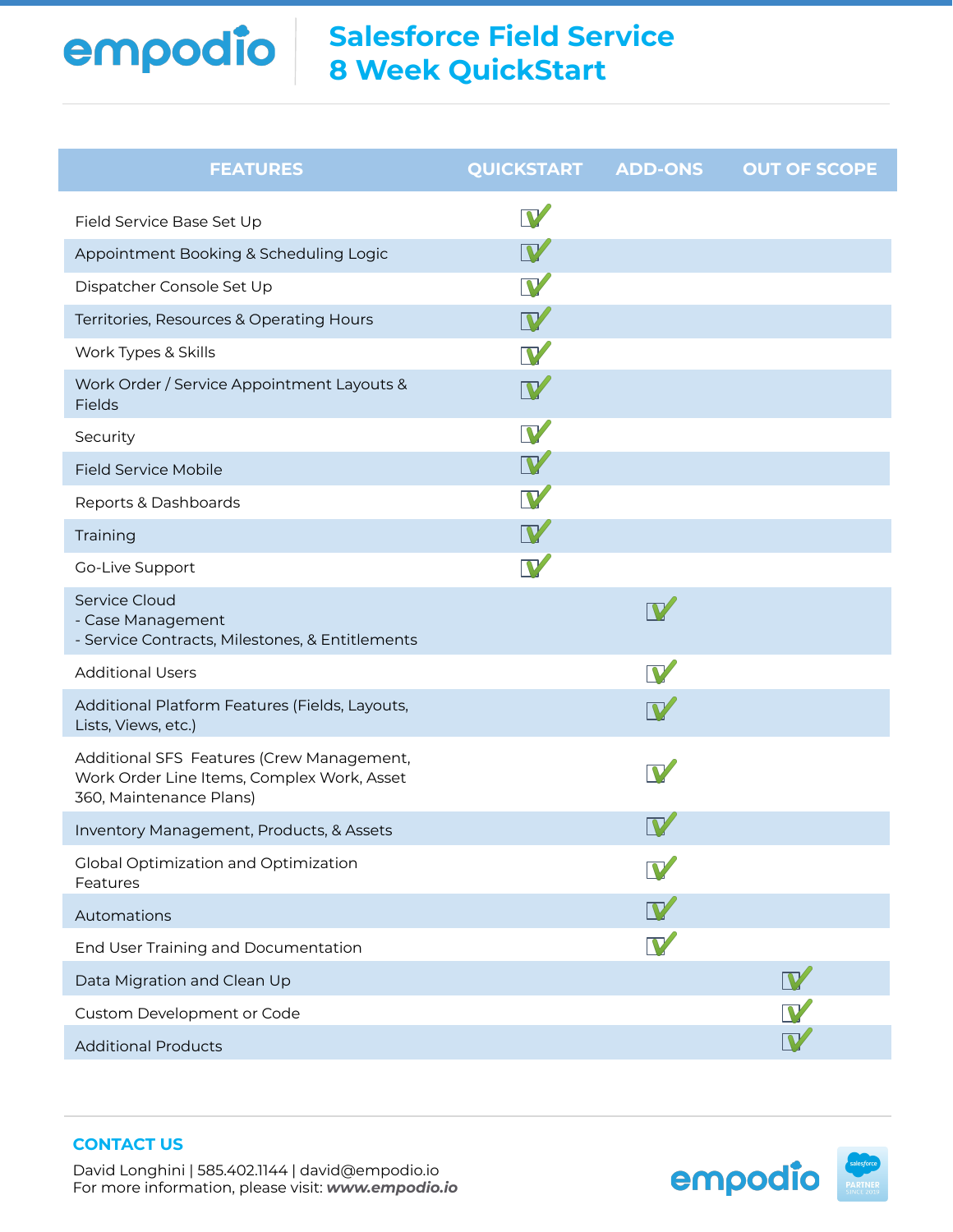# Salesforce Field Service 8 Week QuickStart

| FEATURES | QUICKSTART | ADD-ONS | OUT OF SCOPE |
|---|---|---|---|
| Field Service Base Set Up | ✓ | | |
| Appointment Booking & Scheduling Logic | ✓ | | |
| Dispatcher Console Set Up | ✓ | | |
| Territories, Resources & Operating Hours | ✓ | | |
| Work Types & Skills | ✓ | | |
| Work Order / Service Appointment Layouts & Fields | ✓ | | |
| Security | ✓ | | |
| Field Service Mobile | ✓ | | |
| Reports & Dashboards | ✓ | | |
| Training | ✓ | | |
| Go-Live Support | ✓ | | |
| Service Cloud<br>- Case Management<br>- Service Contracts, Milestones, & Entitlements | | ✓ | |
| Additional Users | | ✓ | |
| Additional Platform Features (Fields, Layouts, Lists, Views, etc.) | | ✓ | |
| Additional SFS Features (Crew Management, Work Order Line Items, Complex Work, Asset 360, Maintenance Plans) | | ✓ | |
| Inventory Management, Products, & Assets | | ✓ | |
| Global Optimization and Optimization Features | | ✓ | |
| Automations | | ✓ | |
| End User Training and Documentation | | ✓ | |
| Data Migration and Clean Up | | | ✓ |
| Custom Development or Code | | | ✓ |
| Additional Products | | | ✓ |

## CONTACT US

David Longhini | 585.402.1144 | david@empodio.io
For more information, please visit: ***www.empodio.io***